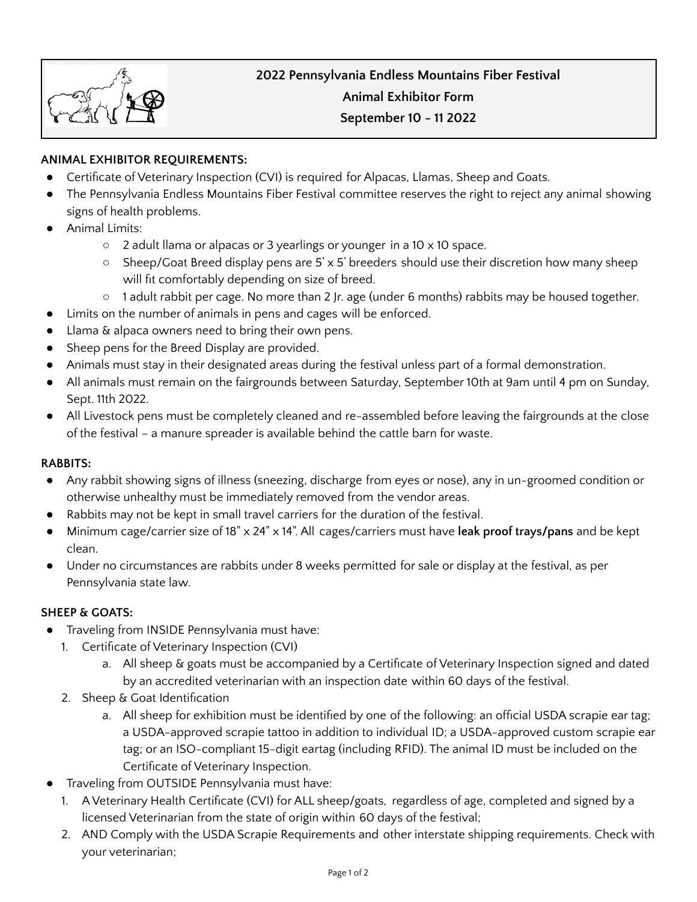**2022 Pennsylvania Endless Mountains Fiber Festival**

**Animal Exhibitor Form**

**September 10 - 11 2022**

**ANIMAL EXHIBITOR REQUIREMENTS:**

- Certificate of Veterinary Inspection (CVI) is required for Alpacas, Llamas, Sheep and Goats.
- The Pennsylvania Endless Mountains Fiber Festival committee reserves the right to reject any animal showing signs of health problems.
- Animal Limits:
  - 2 adult llama or alpacas or 3 yearlings or younger in a 10 x 10 space.
  - Sheep/Goat Breed display pens are 5' x 5' breeders should use their discretion how many sheep will fit comfortably depending on size of breed.
  - 1 adult rabbit per cage. No more than 2 Jr. age (under 6 months) rabbits may be housed together.
- Limits on the number of animals in pens and cages will be enforced.
- Llama & alpaca owners need to bring their own pens.
- Sheep pens for the Breed Display are provided.
- Animals must stay in their designated areas during the festival unless part of a formal demonstration.
- All animals must remain on the fairgrounds between Saturday, September 10th at 9am until 4 pm on Sunday, Sept. 11th 2022.
- All Livestock pens must be completely cleaned and re-assembled before leaving the fairgrounds at the close of the festival – a manure spreader is available behind the cattle barn for waste.

**RABBITS:**

- Any rabbit showing signs of illness (sneezing, discharge from eyes or nose), any in un-groomed condition or otherwise unhealthy must be immediately removed from the vendor areas.
- Rabbits may not be kept in small travel carriers for the duration of the festival.
- Minimum cage/carrier size of 18" x 24" x 14". All cages/carriers must have **leak proof trays/pans** and be kept clean.
- Under no circumstances are rabbits under 8 weeks permitted for sale or display at the festival, as per Pennsylvania state law.

**SHEEP & GOATS:**

- Traveling from INSIDE Pennsylvania must have:
  1. Certificate of Veterinary Inspection (CVI)
     a. All sheep & goats must be accompanied by a Certificate of Veterinary Inspection signed and dated by an accredited veterinarian with an inspection date within 60 days of the festival.
  2. Sheep & Goat Identification
     a. All sheep for exhibition must be identified by one of the following: an official USDA scrapie ear tag; a USDA-approved scrapie tattoo in addition to individual ID; a USDA-approved custom scrapie ear tag; or an ISO-compliant 15-digit eartag (including RFID). The animal ID must be included on the Certificate of Veterinary Inspection.
- Traveling from OUTSIDE Pennsylvania must have:
  1. A Veterinary Health Certificate (CVI) for ALL sheep/goats, regardless of age, completed and signed by a licensed Veterinarian from the state of origin within 60 days of the festival;
  2. AND Comply with the USDA Scrapie Requirements and other interstate shipping requirements. Check with your veterinarian;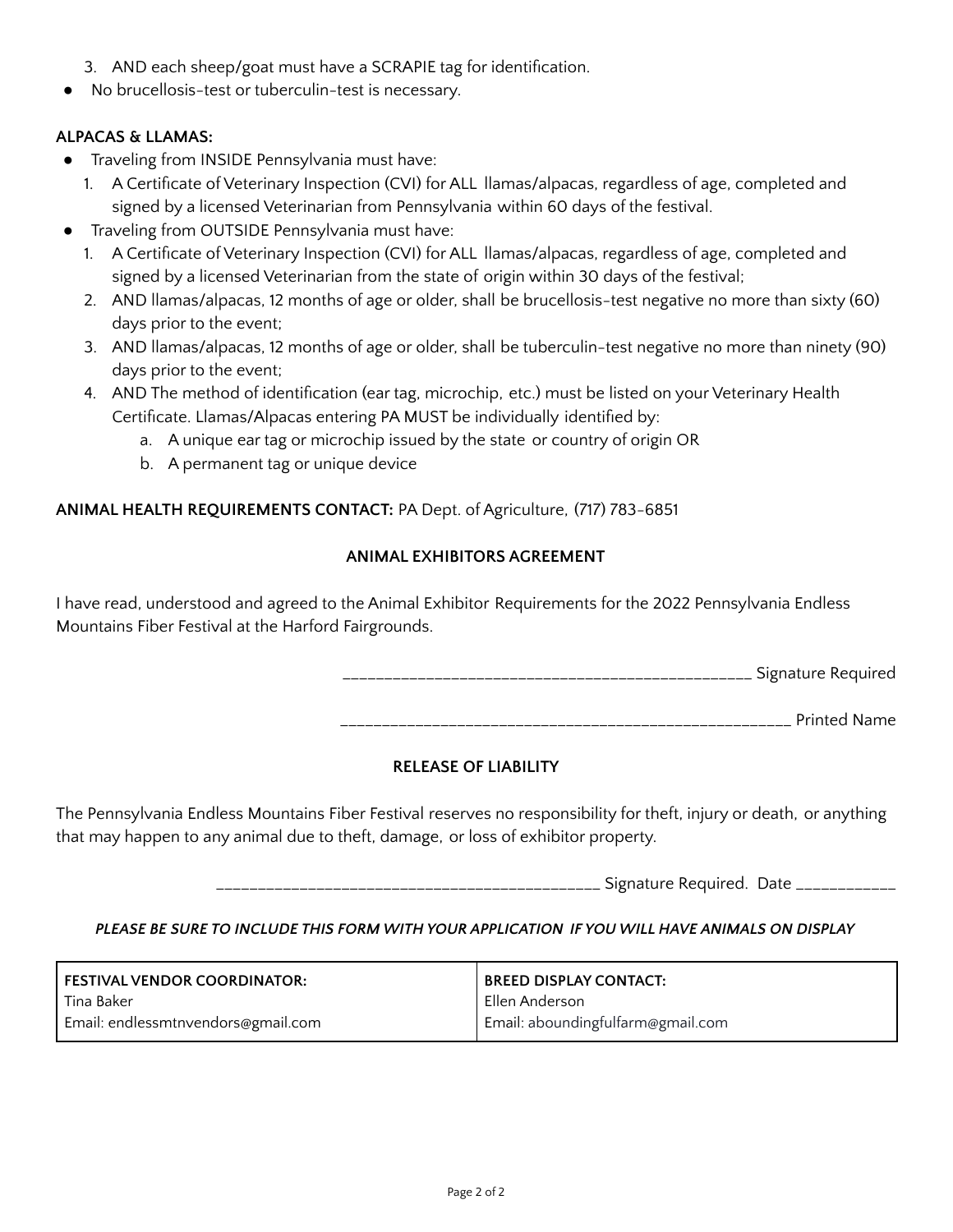3. AND each sheep/goat must have a SCRAPIE tag for identification.

- No brucellosis-test or tuberculin-test is necessary.

**ALPACAS & LLAMAS:**

- Traveling from INSIDE Pennsylvania must have:
    1. A Certificate of Veterinary Inspection (CVI) for ALL llamas/alpacas, regardless of age, completed and signed by a licensed Veterinarian from Pennsylvania within 60 days of the festival.
- Traveling from OUTSIDE Pennsylvania must have:
    1. A Certificate of Veterinary Inspection (CVI) for ALL llamas/alpacas, regardless of age, completed and signed by a licensed Veterinarian from the state of origin within 30 days of the festival;
    2. AND llamas/alpacas, 12 months of age or older, shall be brucellosis-test negative no more than sixty (60) days prior to the event;
    3. AND llamas/alpacas, 12 months of age or older, shall be tuberculin-test negative no more than ninety (90) days prior to the event;
    4. AND The method of identification (ear tag, microchip, etc.) must be listed on your Veterinary Health Certificate. Llamas/Alpacas entering PA MUST be individually identified by:
        a. A unique ear tag or microchip issued by the state or country of origin OR
        b. A permanent tag or unique device

**ANIMAL HEALTH REQUIREMENTS CONTACT:** PA Dept. of Agriculture, (717) 783-6851

**ANIMAL EXHIBITORS AGREEMENT**

I have read, understood and agreed to the Animal Exhibitor Requirements for the 2022 Pennsylvania Endless Mountains Fiber Festival at the Harford Fairgrounds.

________________________________________________ Signature Required

____________________________________________________ Printed Name

**RELEASE OF LIABILITY**

The Pennsylvania Endless Mountains Fiber Festival reserves no responsibility for theft, injury or death, or anything that may happen to any animal due to theft, damage, or loss of exhibitor property.

____________________________________________ Signature Required. Date ___________

***PLEASE BE SURE TO INCLUDE THIS FORM WITH YOUR APPLICATION IF YOU WILL HAVE ANIMALS ON DISPLAY***

| | |
|---|---|
| **FESTIVAL VENDOR COORDINATOR:**<br>Tina Baker<br>Email: endlessmtnvendors@gmail.com | **BREED DISPLAY CONTACT:**<br>Ellen Anderson<br>Email: aboundingfulfarm@gmail.com |